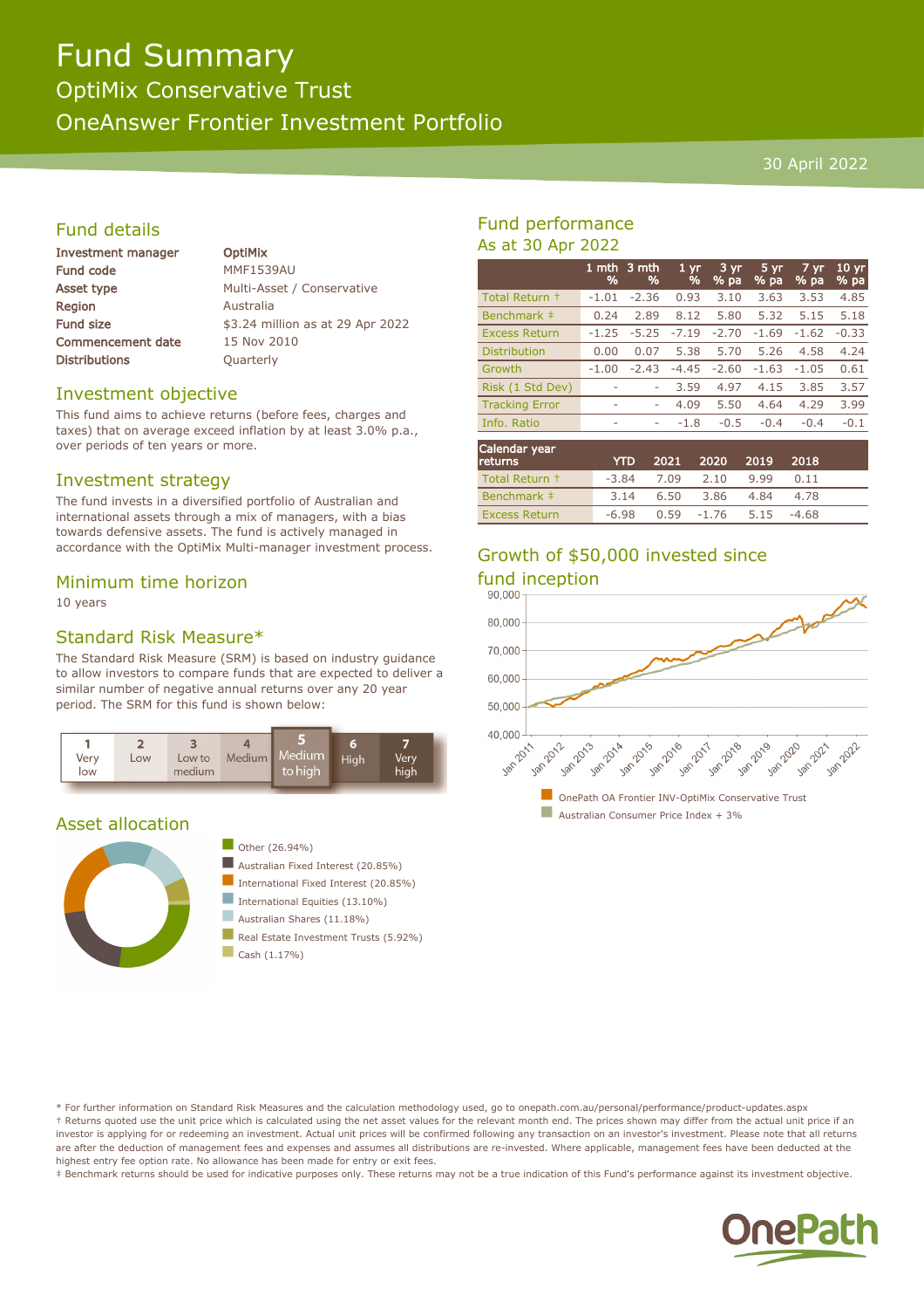# Fund Summary

## OptiMix Conservative Trust

## OneAnswer Frontier Investment Portfolio

30 April 2022

## Fund details

| | |
|---|---|
| **Investment manager** | **OptiMix** |
| **Fund code** | MMF1539AU |
| **Asset type** | Multi-Asset / Conservative |
| **Region** | Australia |
| **Fund size** | $3.24 million as at 29 Apr 2022 |
| **Commencement date** | 15 Nov 2010 |
| **Distributions** | Quarterly |

## Investment objective

This fund aims to achieve returns (before fees, charges and taxes) that on average exceed inflation by at least 3.0% p.a., over periods of ten years or more.

## Investment strategy

The fund invests in a diversified portfolio of Australian and international assets through a mix of managers, with a bias towards defensive assets. The fund is actively managed in accordance with the OptiMix Multi-manager investment process.

## Minimum time horizon

10 years

## Standard Risk Measure*

The Standard Risk Measure (SRM) is based on industry guidance to allow investors to compare funds that are expected to deliver a similar number of negative annual returns over any 20 year period. The SRM for this fund is shown below:

| 1 Very low | 2 Low | 3 Low to medium | 4 Medium | **5 Medium to high** | 6 High | 7 Very high |
|---|---|---|---|---|---|---|

## Asset allocation

- Other (26.94%)
- Australian Fixed Interest (20.85%)
- International Fixed Interest (20.85%)
- International Equities (13.10%)
- Australian Shares (11.18%)
- Real Estate Investment Trusts (5.92%)
- Cash (1.17%)

## Fund performance

As at 30 Apr 2022

| | 1 mth % | 3 mth % | 1 yr % | 3 yr % pa | 5 yr % pa | 7 yr % pa | 10 yr % pa |
|---|---|---|---|---|---|---|---|
| Total Return † | -1.01 | -2.36 | 0.93 | 3.10 | 3.63 | 3.53 | 4.85 |
| Benchmark ‡ | 0.24 | 2.89 | 8.12 | 5.80 | 5.32 | 5.15 | 5.18 |
| Excess Return | -1.25 | -5.25 | -7.19 | -2.70 | -1.69 | -1.62 | -0.33 |
| Distribution | 0.00 | 0.07 | 5.38 | 5.70 | 5.26 | 4.58 | 4.24 |
| Growth | -1.00 | -2.43 | -4.45 | -2.60 | -1.63 | -1.05 | 0.61 |
| Risk (1 Std Dev) | - | - | 3.59 | 4.97 | 4.15 | 3.85 | 3.57 |
| Tracking Error | - | - | 4.09 | 5.50 | 4.64 | 4.29 | 3.99 |
| Info. Ratio | - | - | -1.8 | -0.5 | -0.4 | -0.4 | -0.1 |

| Calendar year returns | YTD | 2021 | 2020 | 2019 | 2018 |
|---|---|---|---|---|---|
| Total Return † | -3.84 | 7.09 | 2.10 | 9.99 | 0.11 |
| Benchmark ‡ | 3.14 | 6.50 | 3.86 | 4.84 | 4.78 |
| Excess Return | -6.98 | 0.59 | -1.76 | 5.15 | -4.68 |

## Growth of $50,000 invested since fund inception

- OnePath OA Frontier INV-OptiMix Conservative Trust
- Australian Consumer Price Index + 3%

\* For further information on Standard Risk Measures and the calculation methodology used, go to onepath.com.au/personal/performance/product-updates.aspx

† Returns quoted use the unit price which is calculated using the net asset values for the relevant month end. The prices shown may differ from the actual unit price if an investor is applying for or redeeming an investment. Actual unit prices will be confirmed following any transaction on an investor's investment. Please note that all returns are after the deduction of management fees and expenses and assumes all distributions are re-invested. Where applicable, management fees have been deducted at the highest entry fee option rate. No allowance has been made for entry or exit fees.

‡ Benchmark returns should be used for indicative purposes only. These returns may not be a true indication of this Fund's performance against its investment objective.

OnePath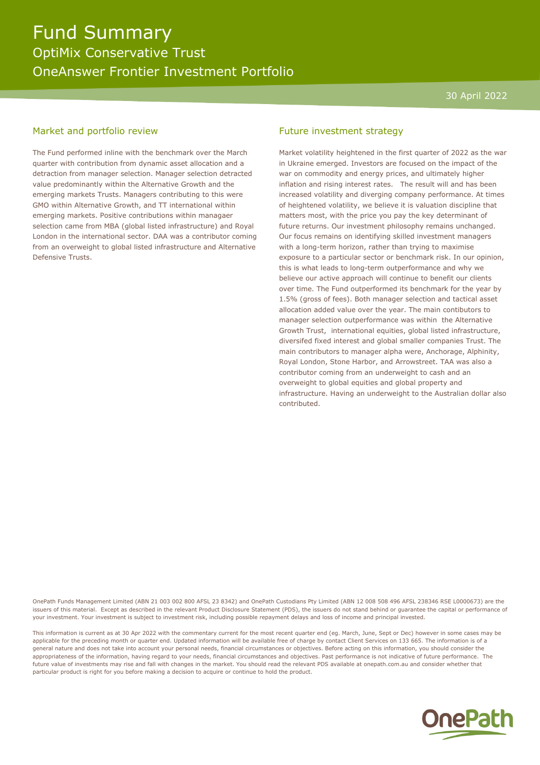# Fund Summary

## OptiMix Conservative Trust

## OneAnswer Frontier Investment Portfolio

30 April 2022

### Market and portfolio review

The Fund performed inline with the benchmark over the March quarter with contribution from dynamic asset allocation and a detraction from manager selection. Manager selection detracted value predominantly within the Alternative Growth and the emerging markets Trusts. Managers contributing to this were GMO within Alternative Growth, and TT international within emerging markets. Positive contributions within managaer selection came from MBA (global listed infrastructure) and Royal London in the international sector. DAA was a contributor coming from an overweight to global listed infrastructure and Alternative Defensive Trusts.

### Future investment strategy

Market volatility heightened in the first quarter of 2022 as the war in Ukraine emerged. Investors are focused on the impact of the war on commodity and energy prices, and ultimately higher inflation and rising interest rates. The result will and has been increased volatility and diverging company performance. At times of heightened volatility, we believe it is valuation discipline that matters most, with the price you pay the key determinant of future returns. Our investment philosophy remains unchanged. Our focus remains on identifying skilled investment managers with a long-term horizon, rather than trying to maximise exposure to a particular sector or benchmark risk. In our opinion, this is what leads to long-term outperformance and why we believe our active approach will continue to benefit our clients over time. The Fund outperformed its benchmark for the year by 1.5% (gross of fees). Both manager selection and tactical asset allocation added value over the year. The main contibutors to manager selection outperformance was within the Alternative Growth Trust, international equities, global listed infrastructure, diversifed fixed interest and global smaller companies Trust. The main contributors to manager alpha were, Anchorage, Alphinity, Royal London, Stone Harbor, and Arrowstreet. TAA was also a contributor coming from an underweight to cash and an overweight to global equities and global property and infrastructure. Having an underweight to the Australian dollar also contributed.

OnePath Funds Management Limited (ABN 21 003 002 800 AFSL 23 8342) and OnePath Custodians Pty Limited (ABN 12 008 508 496 AFSL 238346 RSE L0000673) are the issuers of this material. Except as described in the relevant Product Disclosure Statement (PDS), the issuers do not stand behind or guarantee the capital or performance of your investment. Your investment is subject to investment risk, including possible repayment delays and loss of income and principal invested.

This information is current as at 30 Apr 2022 with the commentary current for the most recent quarter end (eg. March, June, Sept or Dec) however in some cases may be applicable for the preceding month or quarter end. Updated information will be available free of charge by contact Client Services on 133 665. The information is of a general nature and does not take into account your personal needs, financial circumstances or objectives. Before acting on this information, you should consider the appropriateness of the information, having regard to your needs, financial circumstances and objectives. Past performance is not indicative of future performance. The future value of investments may rise and fall with changes in the market. You should read the relevant PDS available at onepath.com.au and consider whether that particular product is right for you before making a decision to acquire or continue to hold the product.

OnePath